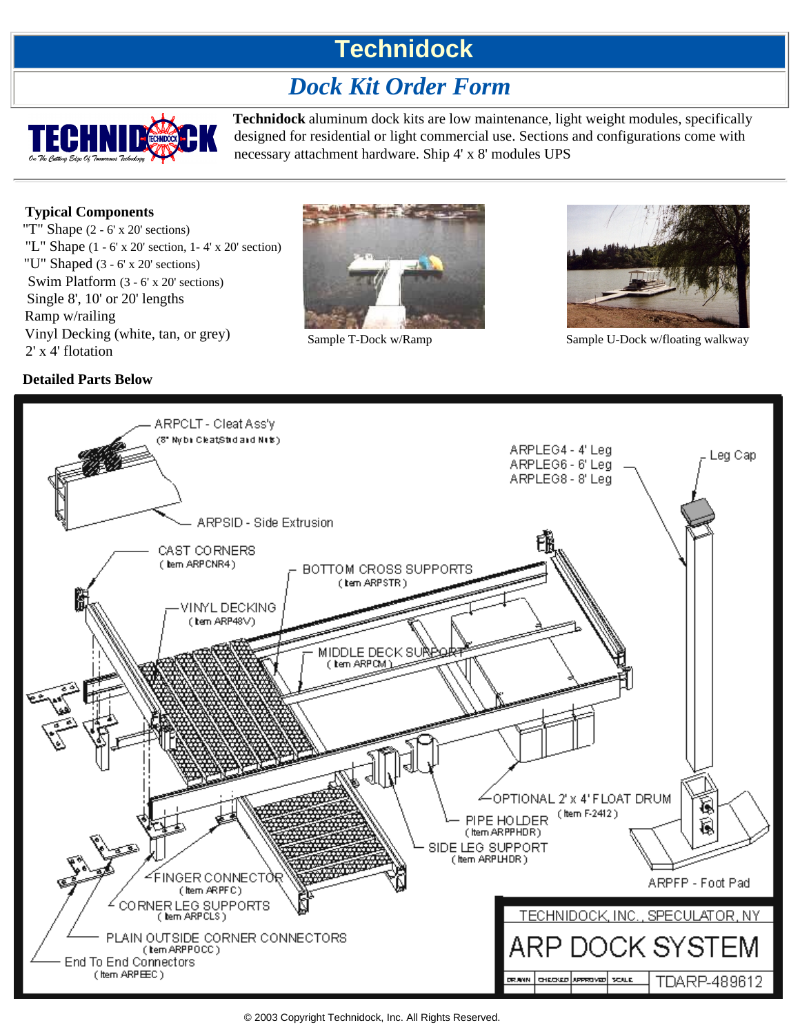# Technidock

## *Dock Kit Order Form*

**Technidock** aluminum dock kits are low maintenance, light weight modules, specifically designed for residential or light commercial use. Sections and configurations come with necessary attachment hardware. Ship 4' x 8' modules UPS

**Typical Components**

"T" Shape (2 - 6' x 20' sections)
"L" Shape (1 - 6' x 20' section, 1- 4' x 20' section)
"U" Shaped (3 - 6' x 20' sections)
Swim Platform (3 - 6' x 20' sections)
Single 8', 10' or 20' lengths
Ramp w/railing
Vinyl Decking (white, tan, or grey)
2' x 4' flotation

Sample T-Dock w/Ramp

Sample U-Dock w/floating walkway

**Detailed Parts Below**

- ARPCLT - Cleat Ass'y (8" Nylon Cleat Stud and Nuts)
- ARPSID - Side Extrusion
- CAST CORNERS (Item ARPCNR4)
- BOTTOM CROSS SUPPORTS (Item ARPSTR)
- VINYL DECKING (Item ARP48V)
- MIDDLE DECK SUPPORT (Item ARPCM)
- ARPLEG4 - 4' Leg
- ARPLEG6 - 6' Leg
- ARPLEG8 - 8' Leg
- Leg Cap
- OPTIONAL 2' x 4' FLOAT DRUM (Item F-2412)
- PIPE HOLDER (Item ARPPHDR)
- SIDE LEG SUPPORT (Item ARPLHDR)
- FINGER CONNECTOR (Item ARPFC)
- CORNER LEG SUPPORTS (Item ARPCLS)
- PLAIN OUTSIDE CORNER CONNECTORS (Item ARPPOCC)
- End To End Connectors (Item ARPEEC)
- ARPFP - Foot Pad

TECHNIDOCK, INC., SPECULATOR, NY

ARP DOCK SYSTEM

| DRAWN | CHECKED | APPROVED | SCALE | TDARP-489612 |
|---|---|---|---|---|

© 2003 Copyright Technidock, Inc. All Rights Reserved.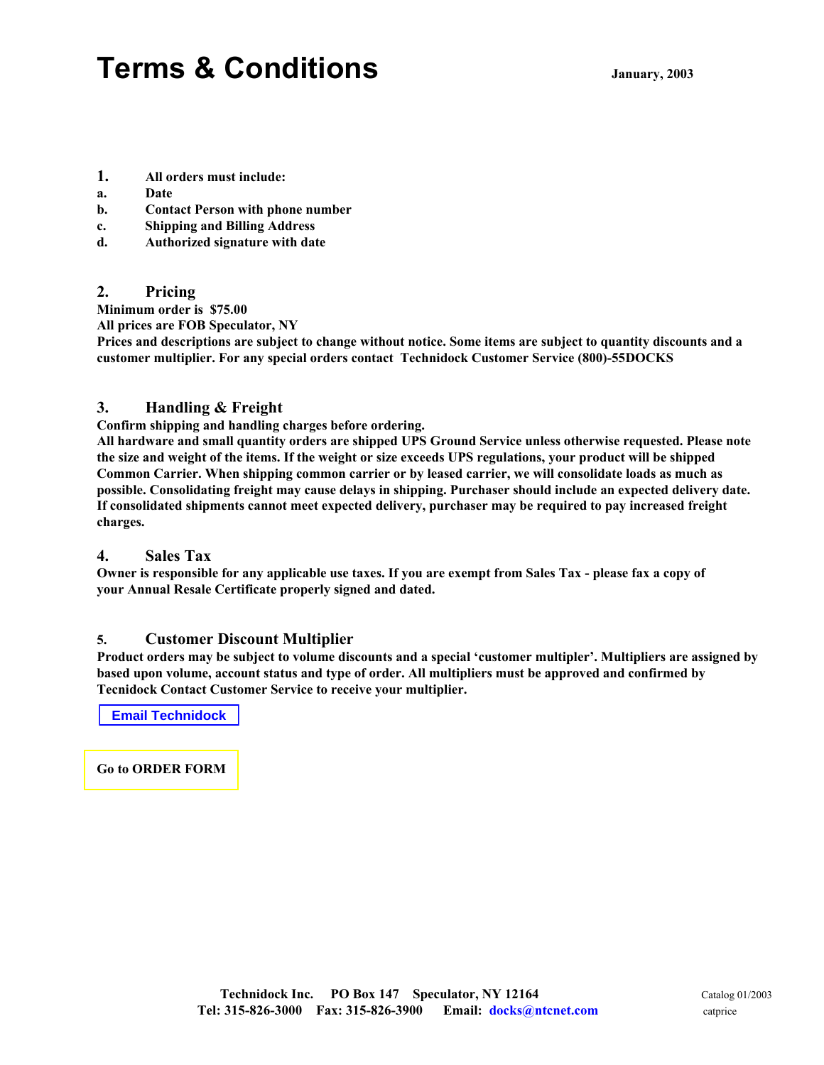# Terms & Conditions

**January, 2003**

1. **All orders must include:**
   - a. **Date**
   - b. **Contact Person with phone number**
   - c. **Shipping and Billing Address**
   - d. **Authorized signature with date**

## 2. Pricing

**Minimum order is $75.00**
**All prices are FOB Speculator, NY**
**Prices and descriptions are subject to change without notice. Some items are subject to quantity discounts and a customer multiplier. For any special orders contact Technidock Customer Service (800)-55DOCKS**

## 3. Handling & Freight

**Confirm shipping and handling charges before ordering.**
**All hardware and small quantity orders are shipped UPS Ground Service unless otherwise requested. Please note the size and weight of the items. If the weight or size exceeds UPS regulations, your product will be shipped Common Carrier. When shipping common carrier or by leased carrier, we will consolidate loads as much as possible. Consolidating freight may cause delays in shipping. Purchaser should include an expected delivery date. If consolidated shipments cannot meet expected delivery, purchaser may be required to pay increased freight charges.**

## 4. Sales Tax

**Owner is responsible for any applicable use taxes. If you are exempt from Sales Tax - please fax a copy of your Annual Resale Certificate properly signed and dated.**

## 5. Customer Discount Multiplier

**Product orders may be subject to volume discounts and a special 'customer multipler'. Multipliers are assigned by based upon volume, account status and type of order. All multipliers must be approved and confirmed by Tecnidock Contact Customer Service to receive your multiplier.**

**Email Technidock**

**Go to ORDER FORM**

**Technidock Inc. PO Box 147 Speculator, NY 12164**
**Tel: 315-826-3000 Fax: 315-826-3900 Email: docks@ntcnet.com**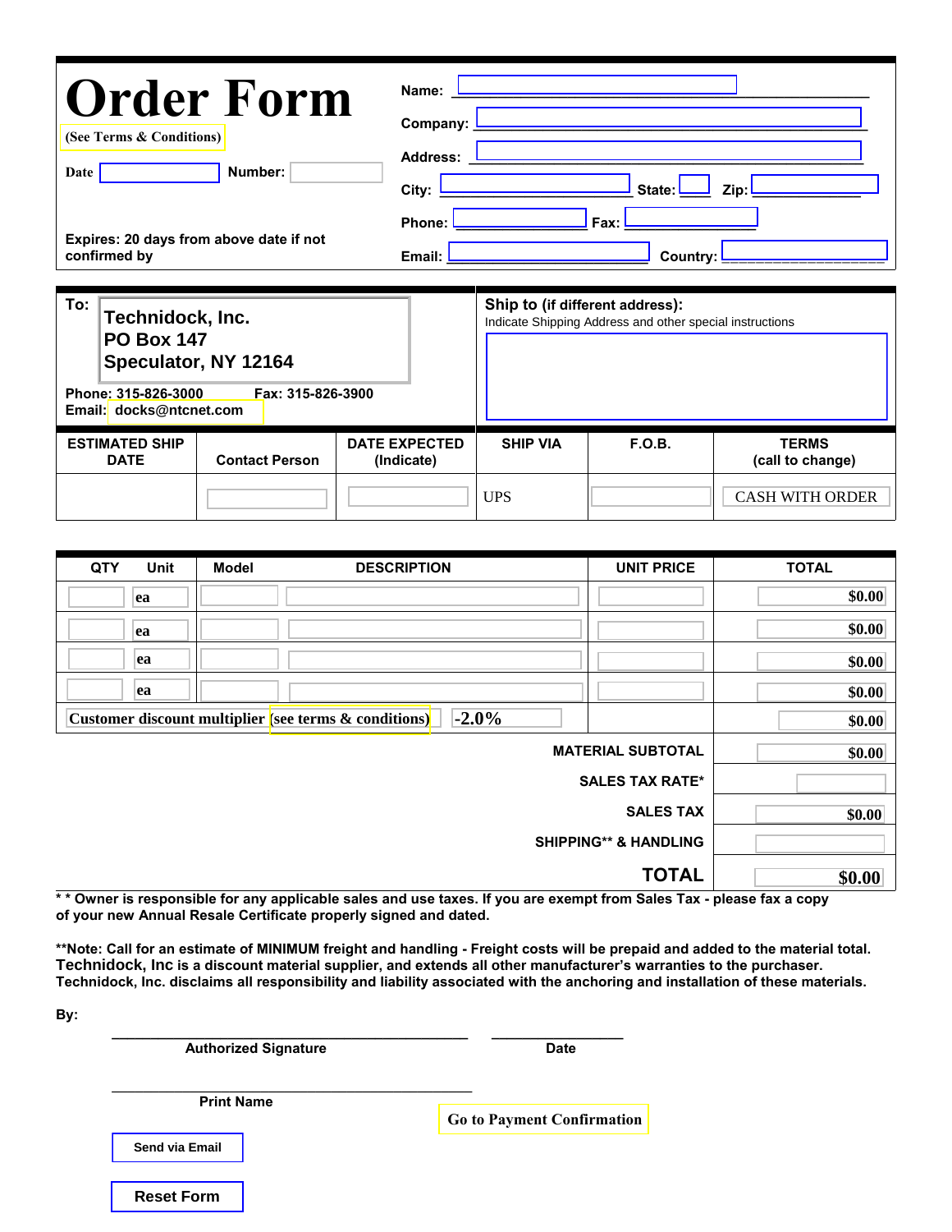# Order Form

(See Terms & Conditions)

Date ____________ Number: ____________

Expires: 20 days from above date if not confirmed by

Name: ____________

Company: ____________

Address: ____________

City: ____________ State: ____ Zip: ____________

Phone: ____________ Fax: ____________

Email: ____________ Country: ____________

**To:**

Technidock, Inc.
PO Box 147
Speculator, NY 12164

Phone: 315-826-3000 Fax: 315-826-3900
Email: docks@ntcnet.com

**Ship to (if different address):**
Indicate Shipping Address and other special instructions

| ESTIMATED SHIP DATE | Contact Person | DATE EXPECTED (Indicate) | SHIP VIA | F.O.B. | TERMS (call to change) |
|---|---|---|---|---|---|
| | | | UPS | | CASH WITH ORDER |

| QTY | Unit | Model | DESCRIPTION | UNIT PRICE | TOTAL |
|---|---|---|---|---|---|
| | ea | | | | $0.00 |
| | ea | | | | $0.00 |
| | ea | | | | $0.00 |
| | ea | | | | $0.00 |
| Customer discount multiplier (see terms & conditions) | | | -2.0% | | $0.00 |
| | | | | MATERIAL SUBTOTAL | $0.00 |
| | | | | SALES TAX RATE* | |
| | | | | SALES TAX | $0.00 |
| | | | | SHIPPING** & HANDLING | |
| | | | | **TOTAL** | $0.00 |

* * Owner is responsible for any applicable sales and use taxes. If you are exempt from Sales Tax - please fax a copy of your new Annual Resale Certificate properly signed and dated.

**Note: Call for an estimate of MINIMUM freight and handling - Freight costs will be prepaid and added to the material total. Technidock, Inc is a discount material supplier, and extends all other manufacturer's warranties to the purchaser. Technidock, Inc. disclaims all responsibility and liability associated with the anchoring and installation of these materials.

By:

______________________________ Authorized Signature ______________ Date

______________________________ Print Name

Go to Payment Confirmation

Send via Email

Reset Form